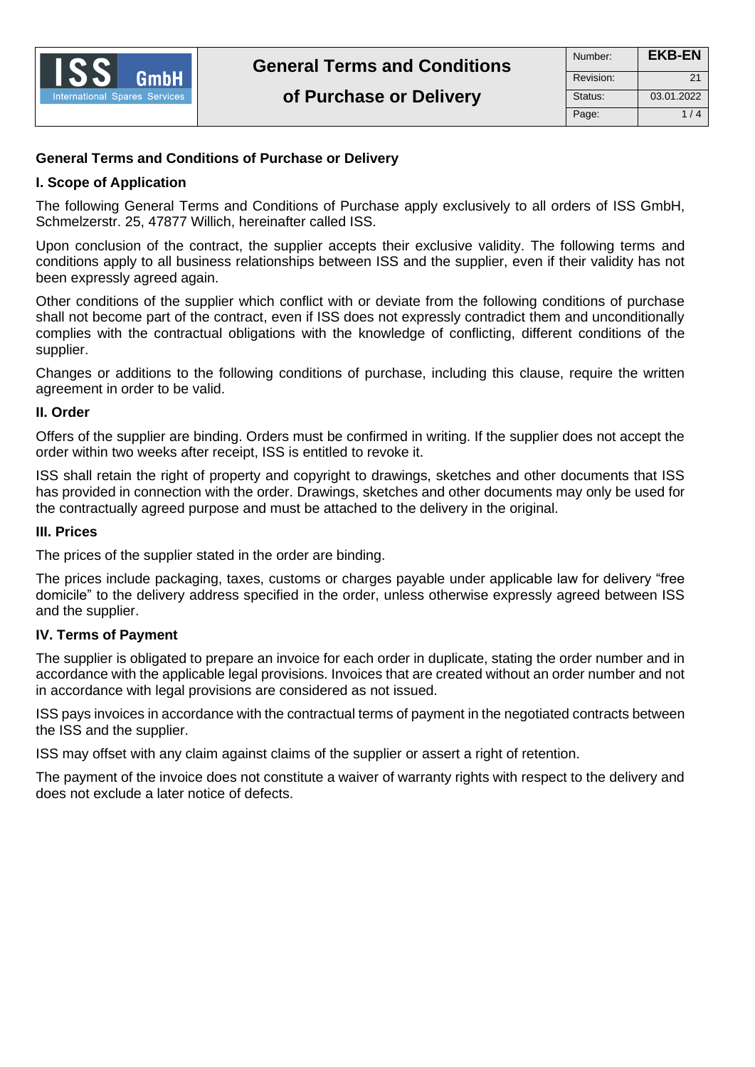# General Terms and Conditions of Purchase or Delivery

## I. Scope of Application

The following General Terms and Conditions of Purchase apply exclusively to all orders of ISS GmbH, Schmelzerstr. 25, 47877 Willich, hereinafter called ISS.

Upon conclusion of the contract, the supplier accepts their exclusive validity. The following terms and conditions apply to all business relationships between ISS and the supplier, even if their validity has not been expressly agreed again.

Other conditions of the supplier which conflict with or deviate from the following conditions of purchase shall not become part of the contract, even if ISS does not expressly contradict them and unconditionally complies with the contractual obligations with the knowledge of conflicting, different conditions of the supplier.

Changes or additions to the following conditions of purchase, including this clause, require the written agreement in order to be valid.

## II. Order

Offers of the supplier are binding. Orders must be confirmed in writing. If the supplier does not accept the order within two weeks after receipt, ISS is entitled to revoke it.

ISS shall retain the right of property and copyright to drawings, sketches and other documents that ISS has provided in connection with the order. Drawings, sketches and other documents may only be used for the contractually agreed purpose and must be attached to the delivery in the original.

## III. Prices

The prices of the supplier stated in the order are binding.

The prices include packaging, taxes, customs or charges payable under applicable law for delivery "free domicile" to the delivery address specified in the order, unless otherwise expressly agreed between ISS and the supplier.

## IV. Terms of Payment

The supplier is obligated to prepare an invoice for each order in duplicate, stating the order number and in accordance with the applicable legal provisions. Invoices that are created without an order number and not in accordance with legal provisions are considered as not issued.

ISS pays invoices in accordance with the contractual terms of payment in the negotiated contracts between the ISS and the supplier.

ISS may offset with any claim against claims of the supplier or assert a right of retention.

The payment of the invoice does not constitute a waiver of warranty rights with respect to the delivery and does not exclude a later notice of defects.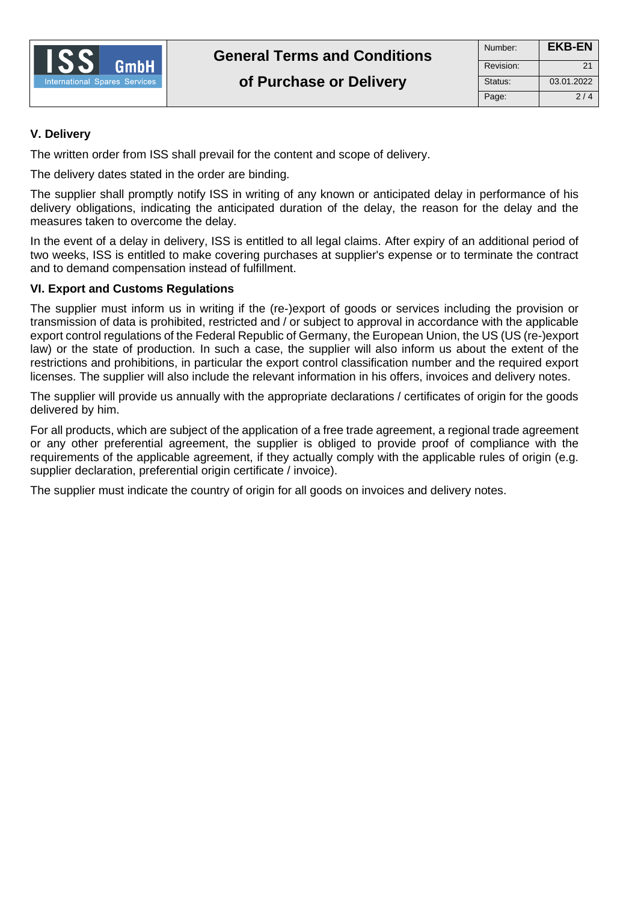## V. Delivery

The written order from ISS shall prevail for the content and scope of delivery.

The delivery dates stated in the order are binding.

The supplier shall promptly notify ISS in writing of any known or anticipated delay in performance of his delivery obligations, indicating the anticipated duration of the delay, the reason for the delay and the measures taken to overcome the delay.

In the event of a delay in delivery, ISS is entitled to all legal claims. After expiry of an additional period of two weeks, ISS is entitled to make covering purchases at supplier's expense or to terminate the contract and to demand compensation instead of fulfillment.

## VI. Export and Customs Regulations

The supplier must inform us in writing if the (re-)export of goods or services including the provision or transmission of data is prohibited, restricted and / or subject to approval in accordance with the applicable export control regulations of the Federal Republic of Germany, the European Union, the US (US (re-)export law) or the state of production. In such a case, the supplier will also inform us about the extent of the restrictions and prohibitions, in particular the export control classification number and the required export licenses. The supplier will also include the relevant information in his offers, invoices and delivery notes.

The supplier will provide us annually with the appropriate declarations / certificates of origin for the goods delivered by him.

For all products, which are subject of the application of a free trade agreement, a regional trade agreement or any other preferential agreement, the supplier is obliged to provide proof of compliance with the requirements of the applicable agreement, if they actually comply with the applicable rules of origin (e.g. supplier declaration, preferential origin certificate / invoice).

The supplier must indicate the country of origin for all goods on invoices and delivery notes.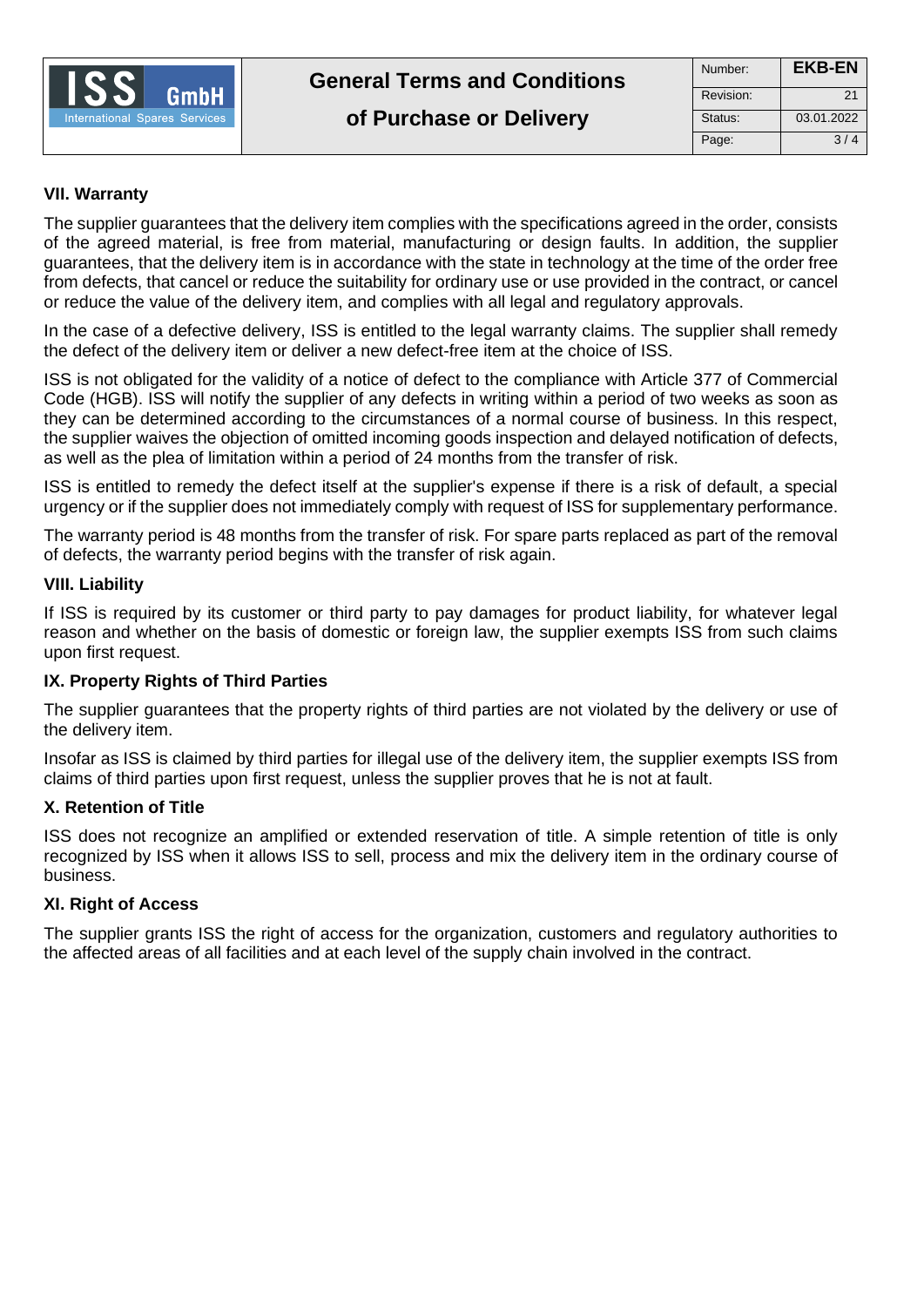**VII. Warranty**

The supplier guarantees that the delivery item complies with the specifications agreed in the order, consists of the agreed material, is free from material, manufacturing or design faults. In addition, the supplier guarantees, that the delivery item is in accordance with the state in technology at the time of the order free from defects, that cancel or reduce the suitability for ordinary use or use provided in the contract, or cancel or reduce the value of the delivery item, and complies with all legal and regulatory approvals.

In the case of a defective delivery, ISS is entitled to the legal warranty claims. The supplier shall remedy the defect of the delivery item or deliver a new defect-free item at the choice of ISS.

ISS is not obligated for the validity of a notice of defect to the compliance with Article 377 of Commercial Code (HGB). ISS will notify the supplier of any defects in writing within a period of two weeks as soon as they can be determined according to the circumstances of a normal course of business. In this respect, the supplier waives the objection of omitted incoming goods inspection and delayed notification of defects, as well as the plea of limitation within a period of 24 months from the transfer of risk.

ISS is entitled to remedy the defect itself at the supplier's expense if there is a risk of default, a special urgency or if the supplier does not immediately comply with request of ISS for supplementary performance.

The warranty period is 48 months from the transfer of risk. For spare parts replaced as part of the removal of defects, the warranty period begins with the transfer of risk again.

**VIII. Liability**

If ISS is required by its customer or third party to pay damages for product liability, for whatever legal reason and whether on the basis of domestic or foreign law, the supplier exempts ISS from such claims upon first request.

**IX. Property Rights of Third Parties**

The supplier guarantees that the property rights of third parties are not violated by the delivery or use of the delivery item.

Insofar as ISS is claimed by third parties for illegal use of the delivery item, the supplier exempts ISS from claims of third parties upon first request, unless the supplier proves that he is not at fault.

**X. Retention of Title**

ISS does not recognize an amplified or extended reservation of title. A simple retention of title is only recognized by ISS when it allows ISS to sell, process and mix the delivery item in the ordinary course of business.

**XI. Right of Access**

The supplier grants ISS the right of access for the organization, customers and regulatory authorities to the affected areas of all facilities and at each level of the supply chain involved in the contract.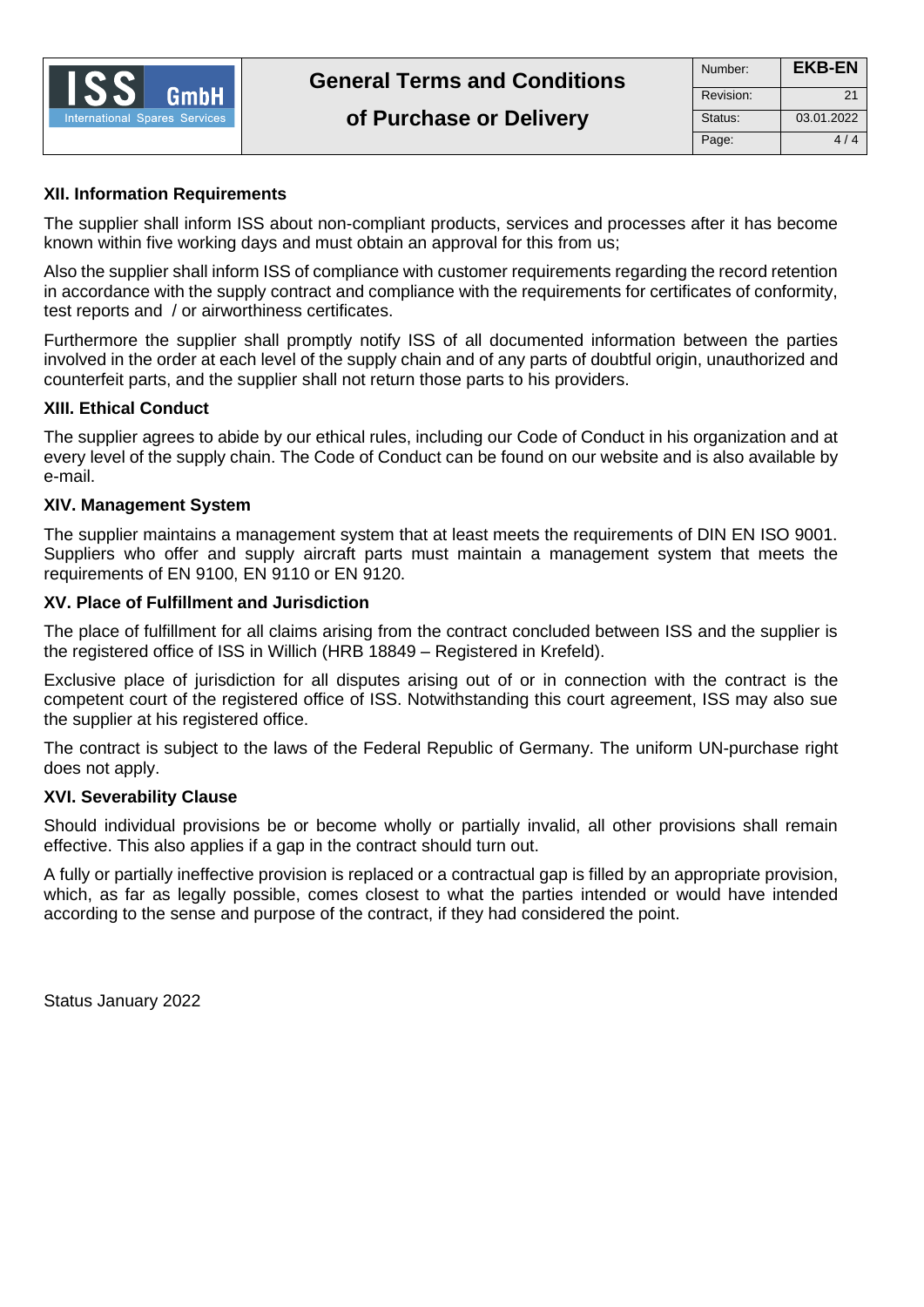## XII. Information Requirements

The supplier shall inform ISS about non-compliant products, services and processes after it has become known within five working days and must obtain an approval for this from us;

Also the supplier shall inform ISS of compliance with customer requirements regarding the record retention in accordance with the supply contract and compliance with the requirements for certificates of conformity, test reports and / or airworthiness certificates.

Furthermore the supplier shall promptly notify ISS of all documented information between the parties involved in the order at each level of the supply chain and of any parts of doubtful origin, unauthorized and counterfeit parts, and the supplier shall not return those parts to his providers.

## XIII. Ethical Conduct

The supplier agrees to abide by our ethical rules, including our Code of Conduct in his organization and at every level of the supply chain. The Code of Conduct can be found on our website and is also available by e-mail.

## XIV. Management System

The supplier maintains a management system that at least meets the requirements of DIN EN ISO 9001. Suppliers who offer and supply aircraft parts must maintain a management system that meets the requirements of EN 9100, EN 9110 or EN 9120.

## XV. Place of Fulfillment and Jurisdiction

The place of fulfillment for all claims arising from the contract concluded between ISS and the supplier is the registered office of ISS in Willich (HRB 18849 – Registered in Krefeld).

Exclusive place of jurisdiction for all disputes arising out of or in connection with the contract is the competent court of the registered office of ISS. Notwithstanding this court agreement, ISS may also sue the supplier at his registered office.

The contract is subject to the laws of the Federal Republic of Germany. The uniform UN-purchase right does not apply.

## XVI. Severability Clause

Should individual provisions be or become wholly or partially invalid, all other provisions shall remain effective. This also applies if a gap in the contract should turn out.

A fully or partially ineffective provision is replaced or a contractual gap is filled by an appropriate provision, which, as far as legally possible, comes closest to what the parties intended or would have intended according to the sense and purpose of the contract, if they had considered the point.

Status January 2022